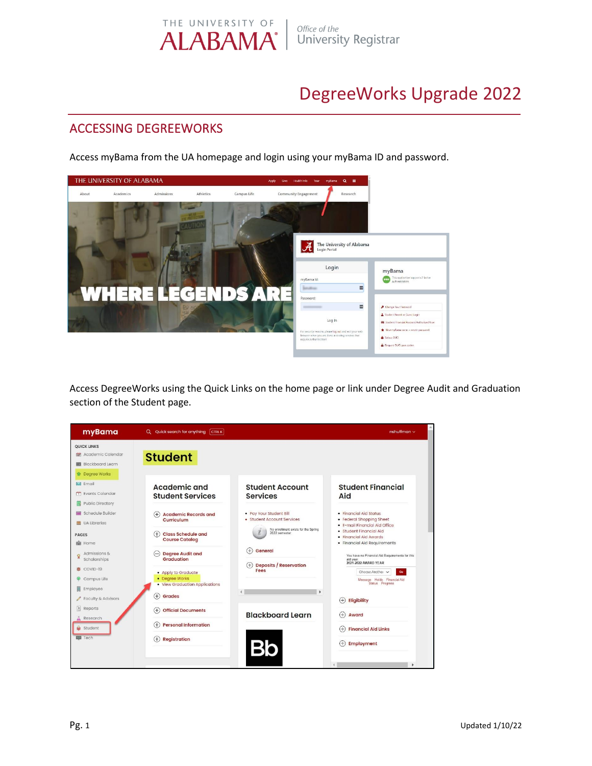THE UNIVERSITY OF ALABAMA | Office of the University Registrar

# DegreeWorks Upgrade 2022

## ACCESSING DEGREEWORKS

Access myBama from the UA homepage and login using your myBama ID and password.

Access DegreeWorks using the Quick Links on the home page or link under Degree Audit and Graduation section of the Student page.

Updated 1/10/22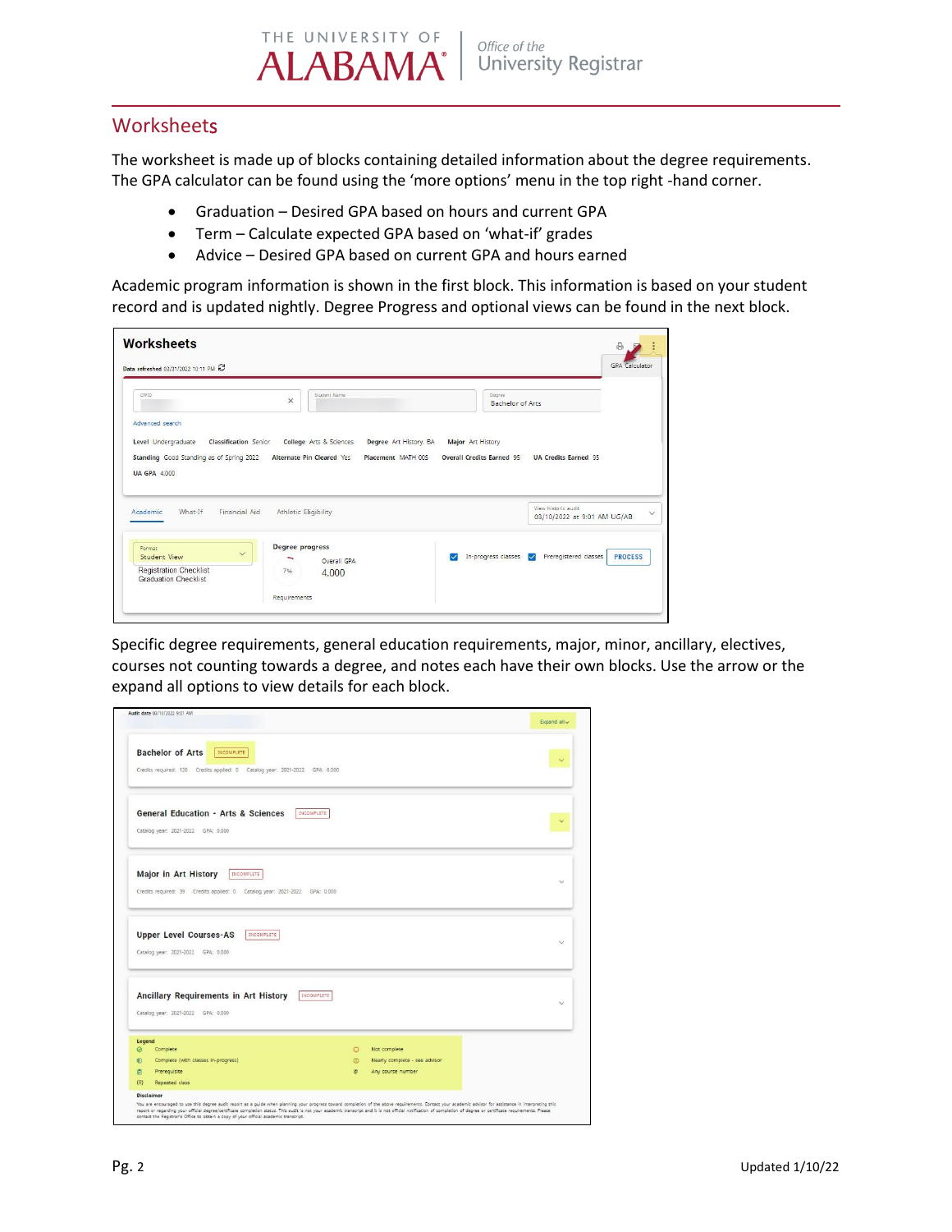## Worksheets

The worksheet is made up of blocks containing detailed information about the degree requirements. The GPA calculator can be found using the 'more options' menu in the top right -hand corner.

- Graduation – Desired GPA based on hours and current GPA
- Term – Calculate expected GPA based on 'what-if' grades
- Advice – Desired GPA based on current GPA and hours earned

Academic program information is shown in the first block. This information is based on your student record and is updated nightly. Degree Progress and optional views can be found in the next block.

Specific degree requirements, general education requirements, major, minor, ancillary, electives, courses not counting towards a degree, and notes each have their own blocks. Use the arrow or the expand all options to view details for each block.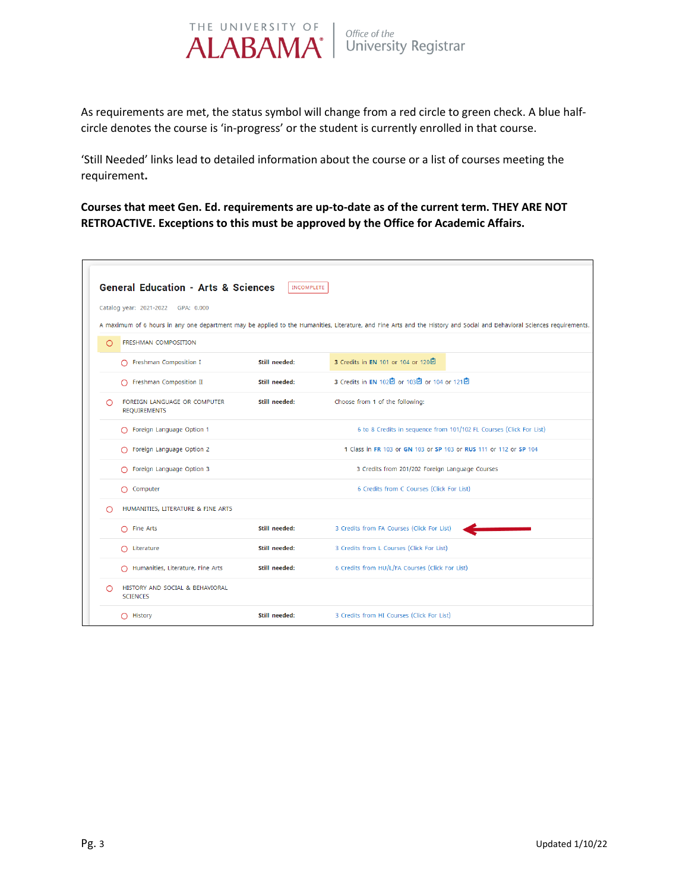As requirements are met, the status symbol will change from a red circle to green check. A blue half-circle denotes the course is 'in-progress' or the student is currently enrolled in that course.

'Still Needed' links lead to detailed information about the course or a list of courses meeting the requirement**.**

**Courses that meet Gen. Ed. requirements are up-to-date as of the current term. THEY ARE NOT RETROACTIVE. Exceptions to this must be approved by the Office for Academic Affairs.**

**General Education - Arts & Sciences** INCOMPLETE

Catalog year: 2021-2022 GPA: 0.000

A maximum of 6 hours in any one department may be applied to the Humanities, Literature, and Fine Arts and the History and Social and Behavioral Sciences requirements.

| Requirement | | |
|---|---|---|
| FRESHMAN COMPOSITION | | |
| Freshman Composition I | **Still needed:** | 3 Credits in **EN** 101 or 104 or 120 |
| Freshman Composition II | **Still needed:** | 3 Credits in **EN** 102 or 103 or 104 or 121 |
| FOREIGN LANGUAGE OR COMPUTER REQUIREMENTS | **Still needed:** | Choose from 1 of the following: |
| Foreign Language Option 1 | | 6 to 8 Credits in sequence from 101/102 FL Courses (Click For List) |
| Foreign Language Option 2 | | 1 Class in **FR** 103 or **GN** 103 or **SP** 103 or **RUS** 111 or 112 or **SP** 104 |
| Foreign Language Option 3 | | 3 Credits from 201/202 Foreign Language Courses |
| Computer | | 6 Credits from C Courses (Click For List) |
| HUMANITIES, LITERATURE & FINE ARTS | | |
| Fine Arts | **Still needed:** | 3 Credits from FA Courses (Click For List) |
| Literature | **Still needed:** | 3 Credits from L Courses (Click For List) |
| Humanities, Literature, Fine Arts | **Still needed:** | 6 Credits from HU/L/FA Courses (Click For List) |
| HISTORY AND SOCIAL & BEHAVIORAL SCIENCES | | |
| History | **Still needed:** | 3 Credits from HI Courses (Click For List) |

Updated 1/10/22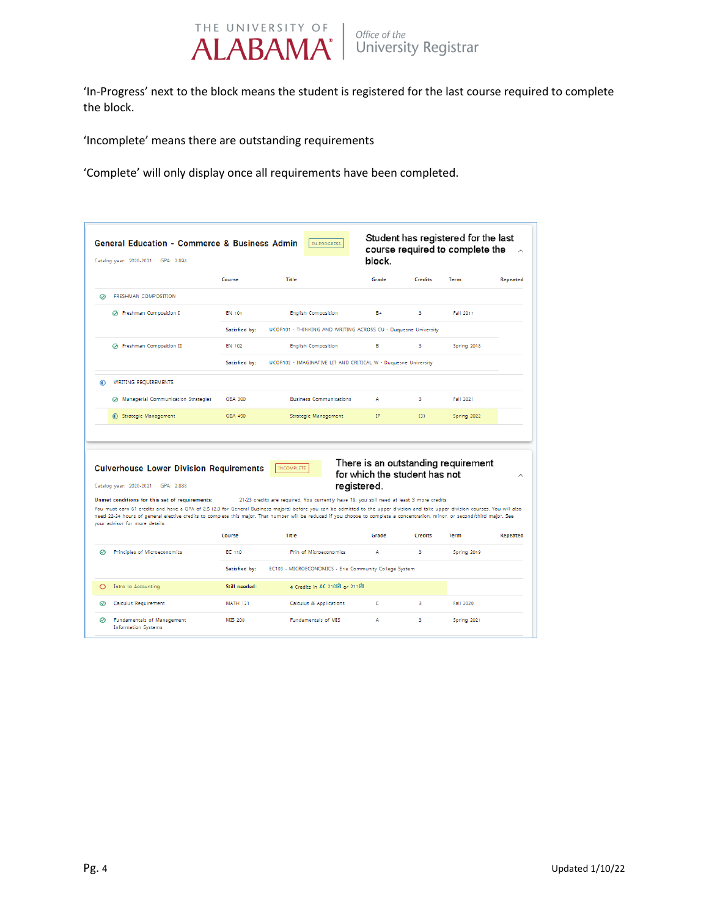'In-Progress' next to the block means the student is registered for the last course required to complete the block.

'Incomplete' means there are outstanding requirements

'Complete' will only display once all requirements have been completed.

**General Education - Commerce & Business Admin** IN-PROGRESS

Student has registered for the last course required to complete the block.

Catalog year: 2020-2021 GPA: 2.894

| | Course | Title | Grade | Credits | Term | Repeated |
|---|---|---|---|---|---|---|
| FRESHMAN COMPOSITION | | | | | | |
| Freshman Composition I | EN 101 | English Composition | E+ | 3 | Fall 2017 | |
| | Satisfied by: | UCOR101 - THINKING AND WRITING ACROSS CU - Duquesne University | | | | |
| Freshman Composition II | EN 102 | English Composition | B | 3 | Spring 2018 | |
| | Satisfied by: | UCOR102 - IMAGINATIVE LIT AND CRITICAL W - Duquesne University | | | | |
| WRITING REQUIREMENTS | | | | | | |
| Managerial Communication Strategies | GBA 300 | Business Communications | A | 3 | Fall 2021 | |
| Strategic Management | GBA 490 | Strategic Management | IP | (3) | Spring 2022 | |

**Culverhouse Lower Division Requirements** INCOMPLETE

There is an outstanding requirement for which the student has not registered.

Catalog year: 2020-2021 GPA: 2.888

**Unmet conditions for this set of requirements:** 21-23 credits are required. You currently have 18, you still need at least 3 more credits

You must earn 61 credits and have a GPA of 2.5 (2.0 for General Business majors) before you can be admitted to the upper division and take upper division courses. You will also need 22-24 hours of general elective credits to complete this major. That number will be reduced if you choose to complete a concentration, minor, or second/third major. See your advisor for more details.

| | Course | Title | Grade | Credits | Term | Repeated |
|---|---|---|---|---|---|---|
| Principles of Microeconomics | EC 110 | Prin of Microeconomics | A | 3 | Spring 2019 | |
| | Satisfied by: | EC103 - MICROECONOMICS - Erie Community College System | | | | |
| Intro to Accounting | Still needed: | 4 Credits in AC 210 or 211 | | | | |
| Calculus Requirement | MATH 121 | Calculus & Applications | C | 3 | Fall 2020 | |
| Fundamentals of Management Information Systems | MIS 200 | Fundamentals of MIS | A | 3 | Spring 2021 | |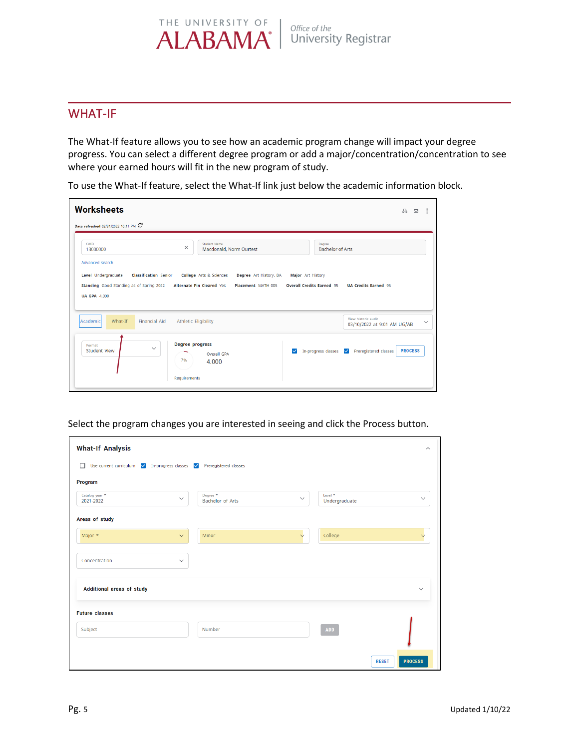## WHAT-IF

The What-If feature allows you to see how an academic program change will impact your degree progress. You can select a different degree program or add a major/concentration/concentration to see where your earned hours will fit in the new program of study.

To use the What-If feature, select the What-If link just below the academic information block.

Select the program changes you are interested in seeing and click the Process button.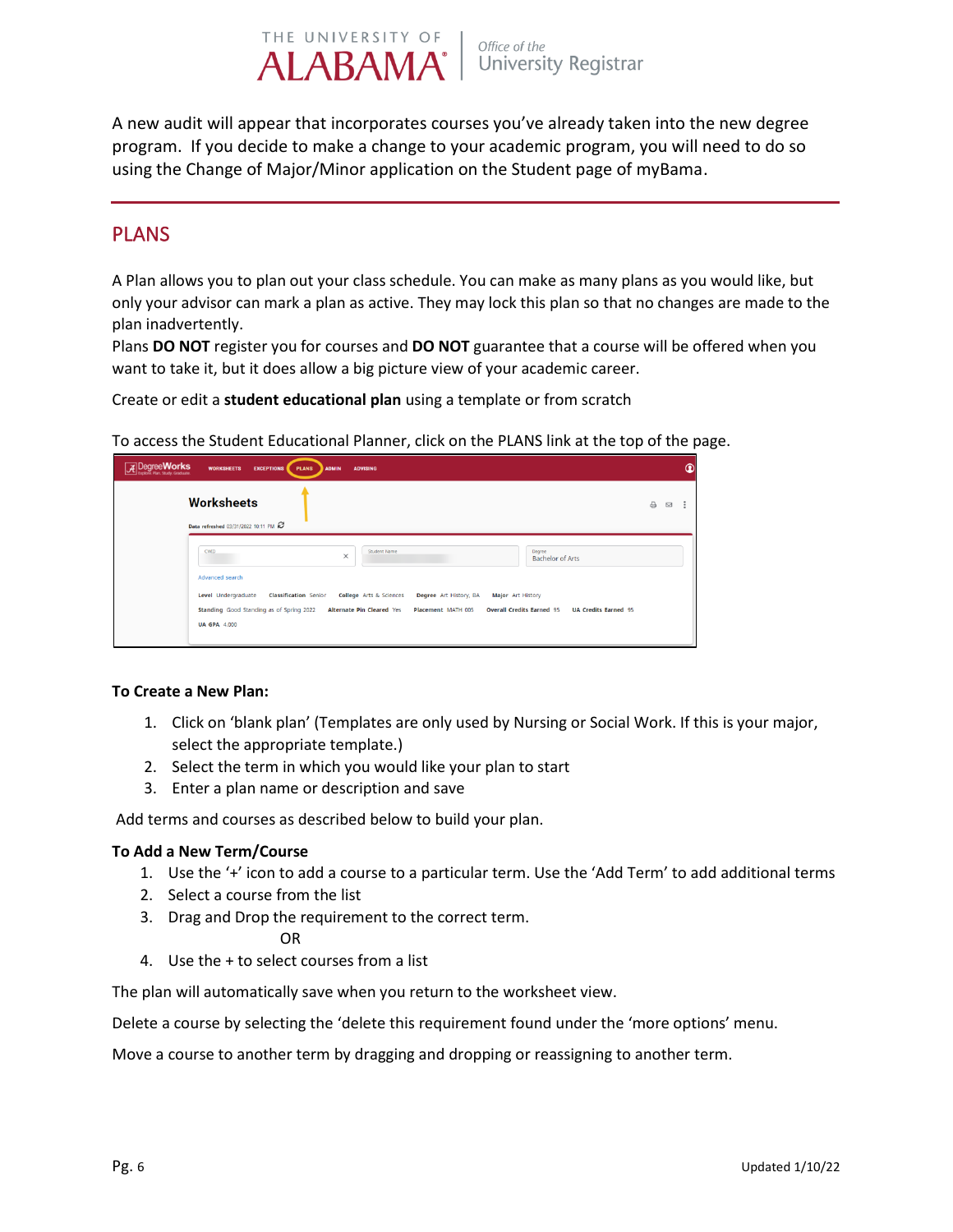A new audit will appear that incorporates courses you've already taken into the new degree program. If you decide to make a change to your academic program, you will need to do so using the Change of Major/Minor application on the Student page of myBama.

## PLANS

A Plan allows you to plan out your class schedule. You can make as many plans as you would like, but only your advisor can mark a plan as active. They may lock this plan so that no changes are made to the plan inadvertently.
Plans **DO NOT** register you for courses and **DO NOT** guarantee that a course will be offered when you want to take it, but it does allow a big picture view of your academic career.

Create or edit a **student educational plan** using a template or from scratch

To access the Student Educational Planner, click on the PLANS link at the top of the page.

**To Create a New Plan:**

1. Click on 'blank plan' (Templates are only used by Nursing or Social Work. If this is your major, select the appropriate template.)
2. Select the term in which you would like your plan to start
3. Enter a plan name or description and save

Add terms and courses as described below to build your plan.

**To Add a New Term/Course**

1. Use the '+' icon to add a course to a particular term. Use the 'Add Term' to add additional terms
2. Select a course from the list
3. Drag and Drop the requirement to the correct term.

   OR

4. Use the + to select courses from a list

The plan will automatically save when you return to the worksheet view.

Delete a course by selecting the 'delete this requirement found under the 'more options' menu.

Move a course to another term by dragging and dropping or reassigning to another term.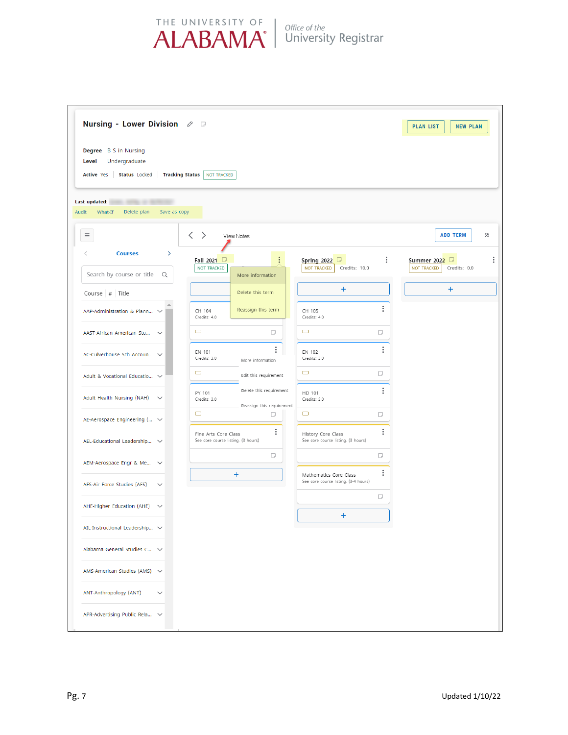THE UNIVERSITY OF ALABAMA | Office of the University Registrar

Nursing - Lower Division

PLAN LIST NEW PLAN

**Degree** B S in Nursing
**Level** Undergraduate
**Active** Yes | **Status** Locked | **Tracking Status** NOT TRACKED

**Last updated:**

Audit What-If Delete plan Save as copy

Courses

Search by course or title

Course # Title

AAP-Administration & Plann...
AAST-African American Stu...
AC-Culverhouse Sch Accoun...
Adult & Vocational Educatio...
Adult Health Nursing (NAH)
AE-Aerospace Engineering (...
AEL-Educational Leadership...
AEM-Aerospace Engr & Me...
AFS-Air Force Studies (AFS)
AHE-Higher Education (AHE)
AIL-Instructional Leadership...
Alabama General Studies C...
AMS-American Studies (AMS)
ANT-Anthropology (ANT)
APR-Advertising Public Rela...

View Notes

ADD TERM

Fall 2021 NOT TRACKED

More information
Delete this term
Reassign this term

CH 104 Credits: 4.0

EN 101 Credits: 3.0

More information
Edit this requirement
Delete this requirement
Reassign this requirement

PY 101 Credits: 3.0

Fine Arts Core Class See core course listing. (3 hours)

Spring 2022 NOT TRACKED Credits: 10.0

CH 105 Credits: 4.0

EN 102 Credits: 3.0

HD 101 Credits: 3.0

History Core Class See core course listing. (3 hours)

Mathematics Core Class See core course listing. (3-4 hours)

Summer 2022 NOT TRACKED Credits: 0.0

Updated 1/10/22